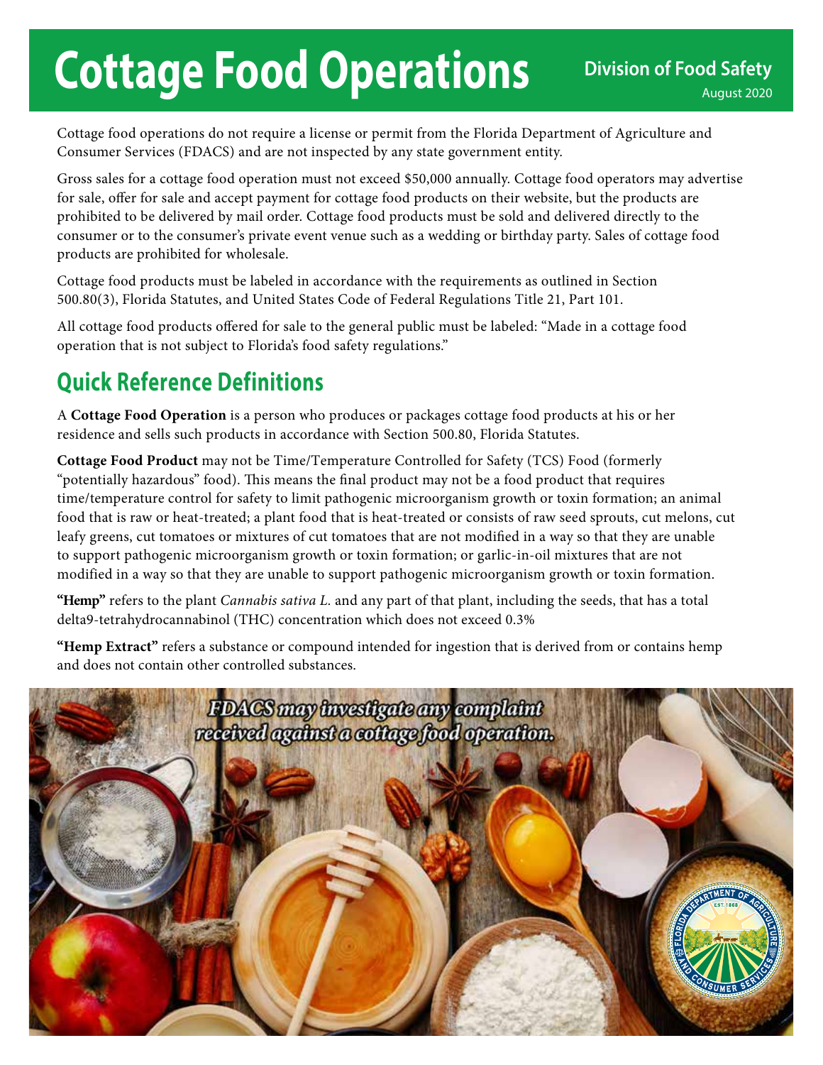# Cottage Food Operations

**Division of Food Safety**
August 2020

Cottage food operations do not require a license or permit from the Florida Department of Agriculture and Consumer Services (FDACS) and are not inspected by any state government entity.

Gross sales for a cottage food operation must not exceed $50,000 annually. Cottage food operators may advertise for sale, offer for sale and accept payment for cottage food products on their website, but the products are prohibited to be delivered by mail order. Cottage food products must be sold and delivered directly to the consumer or to the consumer's private event venue such as a wedding or birthday party. Sales of cottage food products are prohibited for wholesale.

Cottage food products must be labeled in accordance with the requirements as outlined in Section 500.80(3), Florida Statutes, and United States Code of Federal Regulations Title 21, Part 101.

All cottage food products offered for sale to the general public must be labeled: "Made in a cottage food operation that is not subject to Florida's food safety regulations."

## Quick Reference Definitions

A **Cottage Food Operation** is a person who produces or packages cottage food products at his or her residence and sells such products in accordance with Section 500.80, Florida Statutes.

**Cottage Food Product** may not be Time/Temperature Controlled for Safety (TCS) Food (formerly "potentially hazardous" food). This means the final product may not be a food product that requires time/temperature control for safety to limit pathogenic microorganism growth or toxin formation; an animal food that is raw or heat-treated; a plant food that is heat-treated or consists of raw seed sprouts, cut melons, cut leafy greens, cut tomatoes or mixtures of cut tomatoes that are not modified in a way so that they are unable to support pathogenic microorganism growth or toxin formation; or garlic-in-oil mixtures that are not modified in a way so that they are unable to support pathogenic microorganism growth or toxin formation.

**"Hemp"** refers to the plant *Cannabis sativa L.* and any part of that plant, including the seeds, that has a total delta9-tetrahydrocannabinol (THC) concentration which does not exceed 0.3%

**"Hemp Extract"** refers a substance or compound intended for ingestion that is derived from or contains hemp and does not contain other controlled substances.

*FDACS may investigate any complaint received against a cottage food operation.*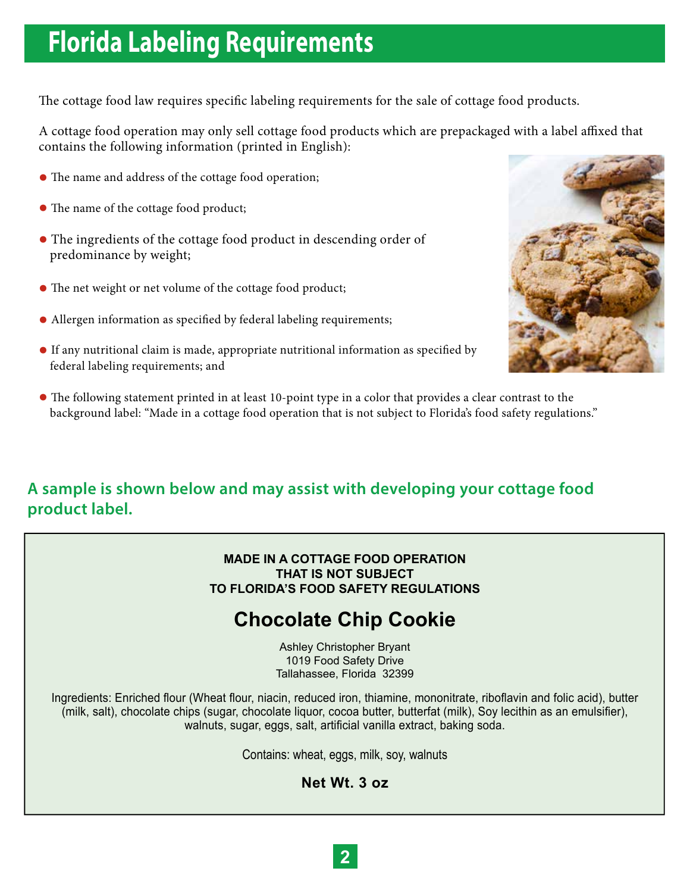# Florida Labeling Requirements

The cottage food law requires specific labeling requirements for the sale of cottage food products.

A cottage food operation may only sell cottage food products which are prepackaged with a label affixed that contains the following information (printed in English):

- The name and address of the cottage food operation;
- The name of the cottage food product;
- The ingredients of the cottage food product in descending order of predominance by weight;
- The net weight or net volume of the cottage food product;
- Allergen information as specified by federal labeling requirements;
- If any nutritional claim is made, appropriate nutritional information as specified by federal labeling requirements; and
- The following statement printed in at least 10-point type in a color that provides a clear contrast to the background label: "Made in a cottage food operation that is not subject to Florida's food safety regulations."

## A sample is shown below and may assist with developing your cottage food product label.

**MADE IN A COTTAGE FOOD OPERATION THAT IS NOT SUBJECT TO FLORIDA'S FOOD SAFETY REGULATIONS**

**Chocolate Chip Cookie**

Ashley Christopher Bryant
1019 Food Safety Drive
Tallahassee, Florida 32399

Ingredients: Enriched flour (Wheat flour, niacin, reduced iron, thiamine, mononitrate, riboflavin and folic acid), butter (milk, salt), chocolate chips (sugar, chocolate liquor, cocoa butter, butterfat (milk), Soy lecithin as an emulsifier), walnuts, sugar, eggs, salt, artificial vanilla extract, baking soda.

Contains: wheat, eggs, milk, soy, walnuts

**Net Wt. 3 oz**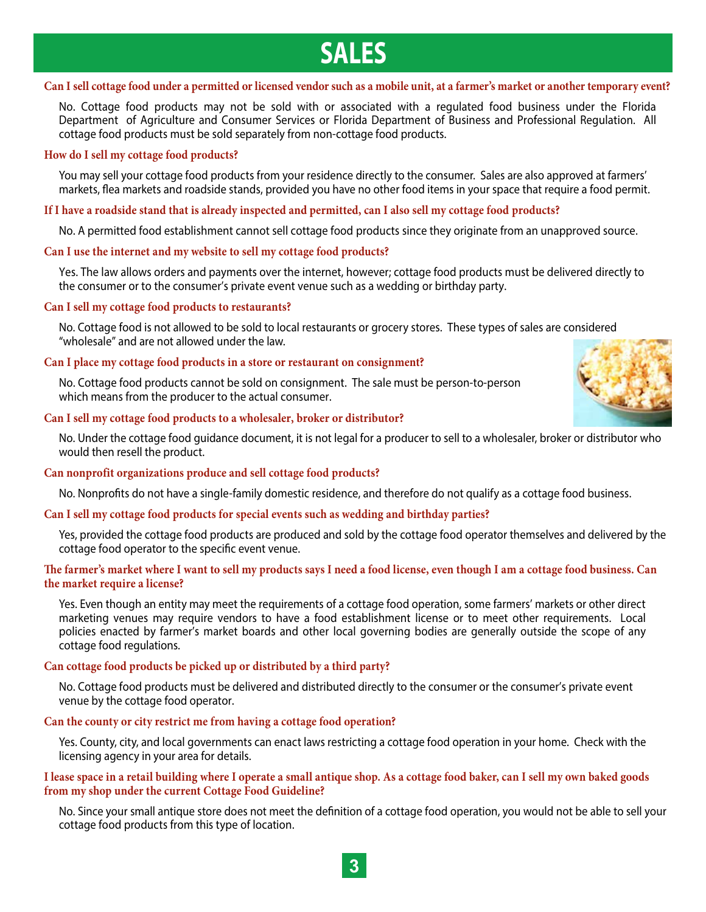# SALES

**Can I sell cottage food under a permitted or licensed vendor such as a mobile unit, at a farmer's market or another temporary event?**

No. Cottage food products may not be sold with or associated with a regulated food business under the Florida Department of Agriculture and Consumer Services or Florida Department of Business and Professional Regulation. All cottage food products must be sold separately from non-cottage food products.

**How do I sell my cottage food products?**

You may sell your cottage food products from your residence directly to the consumer. Sales are also approved at farmers' markets, flea markets and roadside stands, provided you have no other food items in your space that require a food permit.

**If I have a roadside stand that is already inspected and permitted, can I also sell my cottage food products?**

No. A permitted food establishment cannot sell cottage food products since they originate from an unapproved source.

**Can I use the internet and my website to sell my cottage food products?**

Yes. The law allows orders and payments over the internet, however; cottage food products must be delivered directly to the consumer or to the consumer's private event venue such as a wedding or birthday party.

**Can I sell my cottage food products to restaurants?**

No. Cottage food is not allowed to be sold to local restaurants or grocery stores. These types of sales are considered "wholesale" and are not allowed under the law.

**Can I place my cottage food products in a store or restaurant on consignment?**

No. Cottage food products cannot be sold on consignment. The sale must be person-to-person which means from the producer to the actual consumer.

**Can I sell my cottage food products to a wholesaler, broker or distributor?**

No. Under the cottage food guidance document, it is not legal for a producer to sell to a wholesaler, broker or distributor who would then resell the product.

**Can nonprofit organizations produce and sell cottage food products?**

No. Nonprofits do not have a single-family domestic residence, and therefore do not qualify as a cottage food business.

**Can I sell my cottage food products for special events such as wedding and birthday parties?**

Yes, provided the cottage food products are produced and sold by the cottage food operator themselves and delivered by the cottage food operator to the specific event venue.

**The farmer's market where I want to sell my products says I need a food license, even though I am a cottage food business. Can the market require a license?**

Yes. Even though an entity may meet the requirements of a cottage food operation, some farmers' markets or other direct marketing venues may require vendors to have a food establishment license or to meet other requirements. Local policies enacted by farmer's market boards and other local governing bodies are generally outside the scope of any cottage food regulations.

**Can cottage food products be picked up or distributed by a third party?**

No. Cottage food products must be delivered and distributed directly to the consumer or the consumer's private event venue by the cottage food operator.

**Can the county or city restrict me from having a cottage food operation?**

Yes. County, city, and local governments can enact laws restricting a cottage food operation in your home. Check with the licensing agency in your area for details.

**I lease space in a retail building where I operate a small antique shop. As a cottage food baker, can I sell my own baked goods from my shop under the current Cottage Food Guideline?**

No. Since your small antique store does not meet the definition of a cottage food operation, you would not be able to sell your cottage food products from this type of location.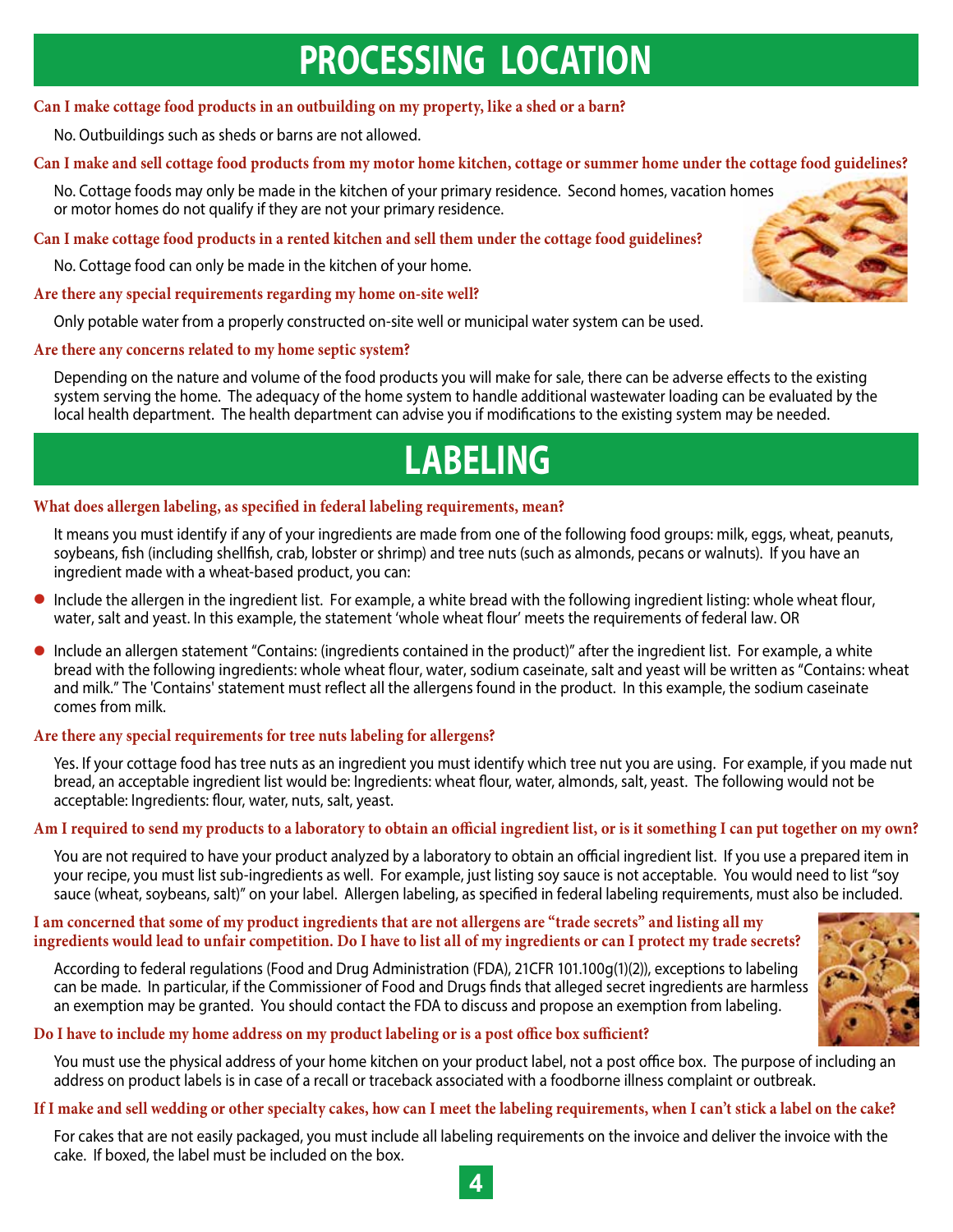# PROCESSING LOCATION

**Can I make cottage food products in an outbuilding on my property, like a shed or a barn?**

No. Outbuildings such as sheds or barns are not allowed.

**Can I make and sell cottage food products from my motor home kitchen, cottage or summer home under the cottage food guidelines?**

No. Cottage foods may only be made in the kitchen of your primary residence. Second homes, vacation homes or motor homes do not qualify if they are not your primary residence.

**Can I make cottage food products in a rented kitchen and sell them under the cottage food guidelines?**

No. Cottage food can only be made in the kitchen of your home.

**Are there any special requirements regarding my home on-site well?**

Only potable water from a properly constructed on-site well or municipal water system can be used.

**Are there any concerns related to my home septic system?**

Depending on the nature and volume of the food products you will make for sale, there can be adverse effects to the existing system serving the home. The adequacy of the home system to handle additional wastewater loading can be evaluated by the local health department. The health department can advise you if modifications to the existing system may be needed.

# LABELING

**What does allergen labeling, as specified in federal labeling requirements, mean?**

It means you must identify if any of your ingredients are made from one of the following food groups: milk, eggs, wheat, peanuts, soybeans, fish (including shellfish, crab, lobster or shrimp) and tree nuts (such as almonds, pecans or walnuts). If you have an ingredient made with a wheat-based product, you can:

- Include the allergen in the ingredient list. For example, a white bread with the following ingredient listing: whole wheat flour, water, salt and yeast. In this example, the statement 'whole wheat flour' meets the requirements of federal law. OR
- Include an allergen statement "Contains: (ingredients contained in the product)" after the ingredient list. For example, a white bread with the following ingredients: whole wheat flour, water, sodium caseinate, salt and yeast will be written as "Contains: wheat and milk." The 'Contains' statement must reflect all the allergens found in the product. In this example, the sodium caseinate comes from milk.

**Are there any special requirements for tree nuts labeling for allergens?**

Yes. If your cottage food has tree nuts as an ingredient you must identify which tree nut you are using. For example, if you made nut bread, an acceptable ingredient list would be: Ingredients: wheat flour, water, almonds, salt, yeast. The following would not be acceptable: Ingredients: flour, water, nuts, salt, yeast.

**Am I required to send my products to a laboratory to obtain an official ingredient list, or is it something I can put together on my own?**

You are not required to have your product analyzed by a laboratory to obtain an official ingredient list. If you use a prepared item in your recipe, you must list sub-ingredients as well. For example, just listing soy sauce is not acceptable. You would need to list "soy sauce (wheat, soybeans, salt)" on your label. Allergen labeling, as specified in federal labeling requirements, must also be included.

**I am concerned that some of my product ingredients that are not allergens are "trade secrets" and listing all my ingredients would lead to unfair competition. Do I have to list all of my ingredients or can I protect my trade secrets?**

According to federal regulations (Food and Drug Administration (FDA), 21CFR 101.100g(1)(2)), exceptions to labeling can be made. In particular, if the Commissioner of Food and Drugs finds that alleged secret ingredients are harmless an exemption may be granted. You should contact the FDA to discuss and propose an exemption from labeling.

**Do I have to include my home address on my product labeling or is a post office box sufficient?**

You must use the physical address of your home kitchen on your product label, not a post office box. The purpose of including an address on product labels is in case of a recall or traceback associated with a foodborne illness complaint or outbreak.

**If I make and sell wedding or other specialty cakes, how can I meet the labeling requirements, when I can't stick a label on the cake?**

For cakes that are not easily packaged, you must include all labeling requirements on the invoice and deliver the invoice with the cake. If boxed, the label must be included on the box.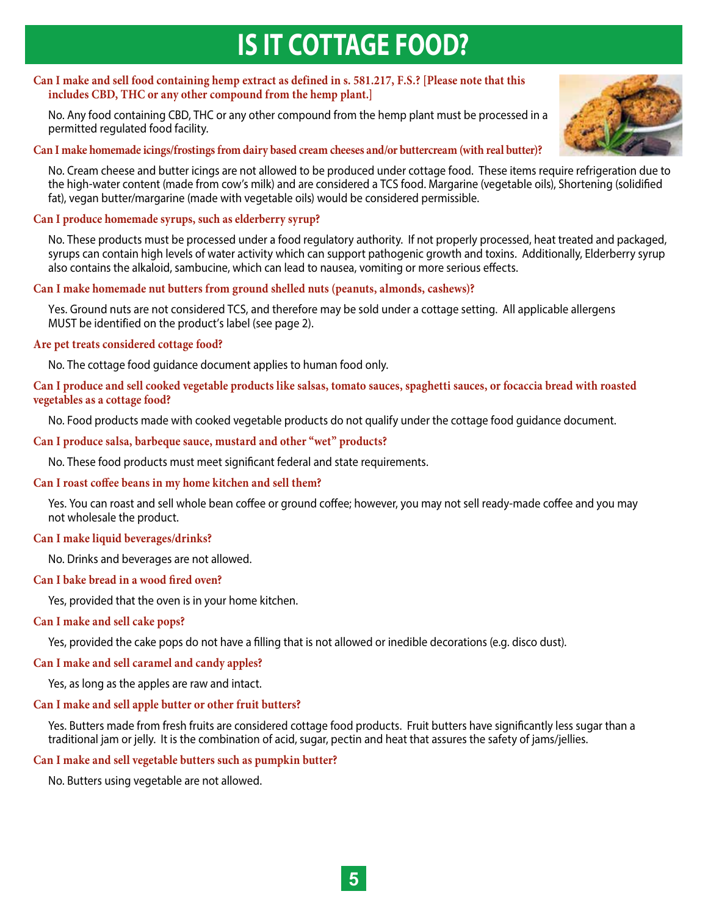# IS IT COTTAGE FOOD?

**Can I make and sell food containing hemp extract as defined in s. 581.217, F.S.? [Please note that this includes CBD, THC or any other compound from the hemp plant.]**

No. Any food containing CBD, THC or any other compound from the hemp plant must be processed in a permitted regulated food facility.

**Can I make homemade icings/frostings from dairy based cream cheeses and/or buttercream (with real butter)?**

No. Cream cheese and butter icings are not allowed to be produced under cottage food. These items require refrigeration due to the high-water content (made from cow's milk) and are considered a TCS food. Margarine (vegetable oils), Shortening (solidified fat), vegan butter/margarine (made with vegetable oils) would be considered permissible.

**Can I produce homemade syrups, such as elderberry syrup?**

No. These products must be processed under a food regulatory authority. If not properly processed, heat treated and packaged, syrups can contain high levels of water activity which can support pathogenic growth and toxins. Additionally, Elderberry syrup also contains the alkaloid, sambucine, which can lead to nausea, vomiting or more serious effects.

**Can I make homemade nut butters from ground shelled nuts (peanuts, almonds, cashews)?**

Yes. Ground nuts are not considered TCS, and therefore may be sold under a cottage setting. All applicable allergens MUST be identified on the product's label (see page 2).

**Are pet treats considered cottage food?**

No. The cottage food guidance document applies to human food only.

**Can I produce and sell cooked vegetable products like salsas, tomato sauces, spaghetti sauces, or focaccia bread with roasted vegetables as a cottage food?**

No. Food products made with cooked vegetable products do not qualify under the cottage food guidance document.

**Can I produce salsa, barbeque sauce, mustard and other "wet" products?**

No. These food products must meet significant federal and state requirements.

**Can I roast coffee beans in my home kitchen and sell them?**

Yes. You can roast and sell whole bean coffee or ground coffee; however, you may not sell ready-made coffee and you may not wholesale the product.

**Can I make liquid beverages/drinks?**

No. Drinks and beverages are not allowed.

**Can I bake bread in a wood fired oven?**

Yes, provided that the oven is in your home kitchen.

**Can I make and sell cake pops?**

Yes, provided the cake pops do not have a filling that is not allowed or inedible decorations (e.g. disco dust).

**Can I make and sell caramel and candy apples?**

Yes, as long as the apples are raw and intact.

**Can I make and sell apple butter or other fruit butters?**

Yes. Butters made from fresh fruits are considered cottage food products. Fruit butters have significantly less sugar than a traditional jam or jelly. It is the combination of acid, sugar, pectin and heat that assures the safety of jams/jellies.

**Can I make and sell vegetable butters such as pumpkin butter?**

No. Butters using vegetable are not allowed.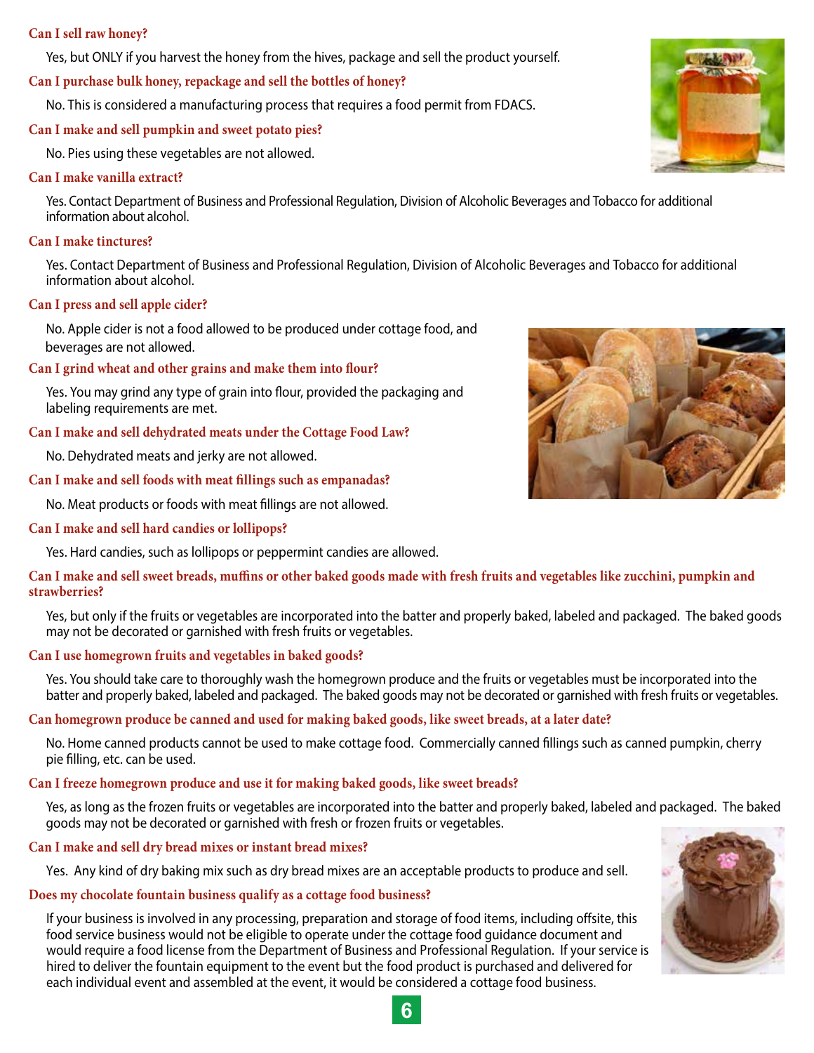**Can I sell raw honey?**

Yes, but ONLY if you harvest the honey from the hives, package and sell the product yourself.

**Can I purchase bulk honey, repackage and sell the bottles of honey?**

No. This is considered a manufacturing process that requires a food permit from FDACS.

**Can I make and sell pumpkin and sweet potato pies?**

No. Pies using these vegetables are not allowed.

**Can I make vanilla extract?**

Yes. Contact Department of Business and Professional Regulation, Division of Alcoholic Beverages and Tobacco for additional information about alcohol.

**Can I make tinctures?**

Yes. Contact Department of Business and Professional Regulation, Division of Alcoholic Beverages and Tobacco for additional information about alcohol.

**Can I press and sell apple cider?**

No. Apple cider is not a food allowed to be produced under cottage food, and beverages are not allowed.

**Can I grind wheat and other grains and make them into flour?**

Yes. You may grind any type of grain into flour, provided the packaging and labeling requirements are met.

**Can I make and sell dehydrated meats under the Cottage Food Law?**

No. Dehydrated meats and jerky are not allowed.

**Can I make and sell foods with meat fillings such as empanadas?**

No. Meat products or foods with meat fillings are not allowed.

**Can I make and sell hard candies or lollipops?**

Yes. Hard candies, such as lollipops or peppermint candies are allowed.

**Can I make and sell sweet breads, muffins or other baked goods made with fresh fruits and vegetables like zucchini, pumpkin and strawberries?**

Yes, but only if the fruits or vegetables are incorporated into the batter and properly baked, labeled and packaged. The baked goods may not be decorated or garnished with fresh fruits or vegetables.

**Can I use homegrown fruits and vegetables in baked goods?**

Yes. You should take care to thoroughly wash the homegrown produce and the fruits or vegetables must be incorporated into the batter and properly baked, labeled and packaged. The baked goods may not be decorated or garnished with fresh fruits or vegetables.

**Can homegrown produce be canned and used for making baked goods, like sweet breads, at a later date?**

No. Home canned products cannot be used to make cottage food. Commercially canned fillings such as canned pumpkin, cherry pie filling, etc. can be used.

**Can I freeze homegrown produce and use it for making baked goods, like sweet breads?**

Yes, as long as the frozen fruits or vegetables are incorporated into the batter and properly baked, labeled and packaged. The baked goods may not be decorated or garnished with fresh or frozen fruits or vegetables.

**Can I make and sell dry bread mixes or instant bread mixes?**

Yes. Any kind of dry baking mix such as dry bread mixes are an acceptable products to produce and sell.

**Does my chocolate fountain business qualify as a cottage food business?**

If your business is involved in any processing, preparation and storage of food items, including offsite, this food service business would not be eligible to operate under the cottage food guidance document and would require a food license from the Department of Business and Professional Regulation. If your service is hired to deliver the fountain equipment to the event but the food product is purchased and delivered for each individual event and assembled at the event, it would be considered a cottage food business.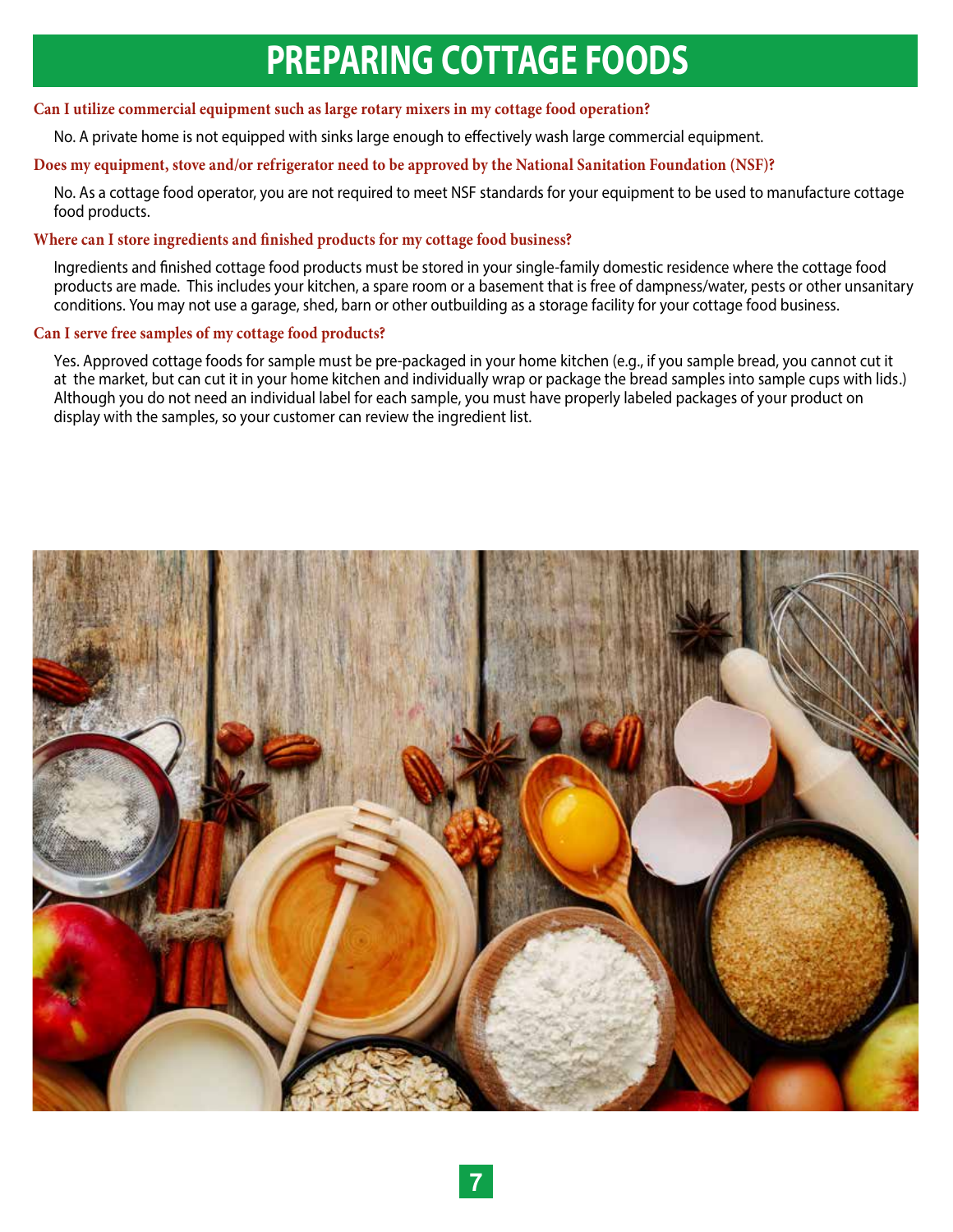# PREPARING COTTAGE FOODS

**Can I utilize commercial equipment such as large rotary mixers in my cottage food operation?**

No. A private home is not equipped with sinks large enough to effectively wash large commercial equipment.

**Does my equipment, stove and/or refrigerator need to be approved by the National Sanitation Foundation (NSF)?**

No. As a cottage food operator, you are not required to meet NSF standards for your equipment to be used to manufacture cottage food products.

**Where can I store ingredients and finished products for my cottage food business?**

Ingredients and finished cottage food products must be stored in your single-family domestic residence where the cottage food products are made. This includes your kitchen, a spare room or a basement that is free of dampness/water, pests or other unsanitary conditions. You may not use a garage, shed, barn or other outbuilding as a storage facility for your cottage food business.

**Can I serve free samples of my cottage food products?**

Yes. Approved cottage foods for sample must be pre-packaged in your home kitchen (e.g., if you sample bread, you cannot cut it at the market, but can cut it in your home kitchen and individually wrap or package the bread samples into sample cups with lids.) Although you do not need an individual label for each sample, you must have properly labeled packages of your product on display with the samples, so your customer can review the ingredient list.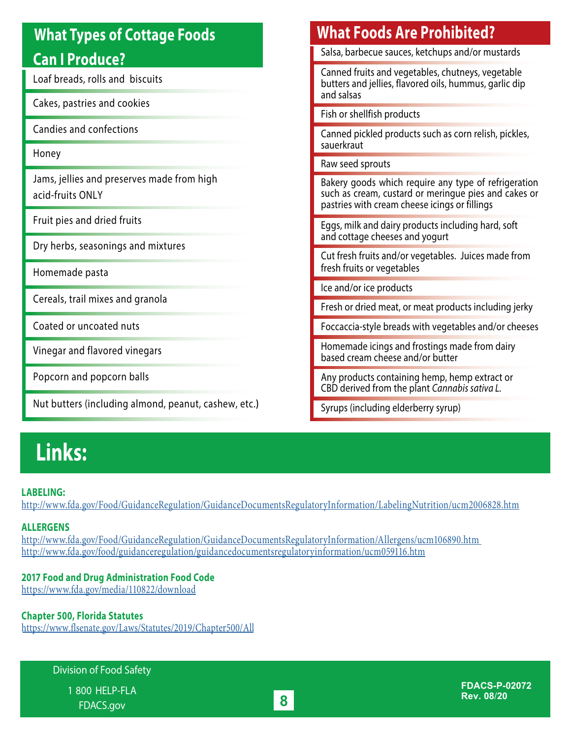## What Types of Cottage Foods Can I Produce?

- Loaf breads, rolls and biscuits
- Cakes, pastries and cookies
- Candies and confections
- Honey
- Jams, jellies and preserves made from high acid-fruits ONLY
- Fruit pies and dried fruits
- Dry herbs, seasonings and mixtures
- Homemade pasta
- Cereals, trail mixes and granola
- Coated or uncoated nuts
- Vinegar and flavored vinegars
- Popcorn and popcorn balls
- Nut butters (including almond, peanut, cashew, etc.)

## What Foods Are Prohibited?

- Salsa, barbecue sauces, ketchups and/or mustards
- Canned fruits and vegetables, chutneys, vegetable butters and jellies, flavored oils, hummus, garlic dip and salsas
- Fish or shellfish products
- Canned pickled products such as corn relish, pickles, sauerkraut
- Raw seed sprouts
- Bakery goods which require any type of refrigeration such as cream, custard or meringue pies and cakes or pastries with cream cheese icings or fillings
- Eggs, milk and dairy products including hard, soft and cottage cheeses and yogurt
- Cut fresh fruits and/or vegetables. Juices made from fresh fruits or vegetables
- Ice and/or ice products
- Fresh or dried meat, or meat products including jerky
- Foccaccia-style breads with vegetables and/or cheeses
- Homemade icings and frostings made from dairy based cream cheese and/or butter
- Any products containing hemp, hemp extract or CBD derived from the plant *Cannabis sativa L.*
- Syrups (including elderberry syrup)

# Links:

**LABELING:**
http://www.fda.gov/Food/GuidanceRegulation/GuidanceDocumentsRegulatoryInformation/LabelingNutrition/ucm2006828.htm

**ALLERGENS**
http://www.fda.gov/Food/GuidanceRegulation/GuidanceDocumentsRegulatoryInformation/Allergens/ucm106890.htm
http://www.fda.gov/food/guidanceregulation/guidancedocumentsregulatoryinformation/ucm059116.htm

**2017 Food and Drug Administration Food Code**
https://www.fda.gov/media/110822/download

**Chapter 500, Florida Statutes**
https://www.flsenate.gov/Laws/Statutes/2019/Chapter500/All

Division of Food Safety
1 800 HELP-FLA
FDACS.gov

FDACS-P-02072
Rev. 08/20